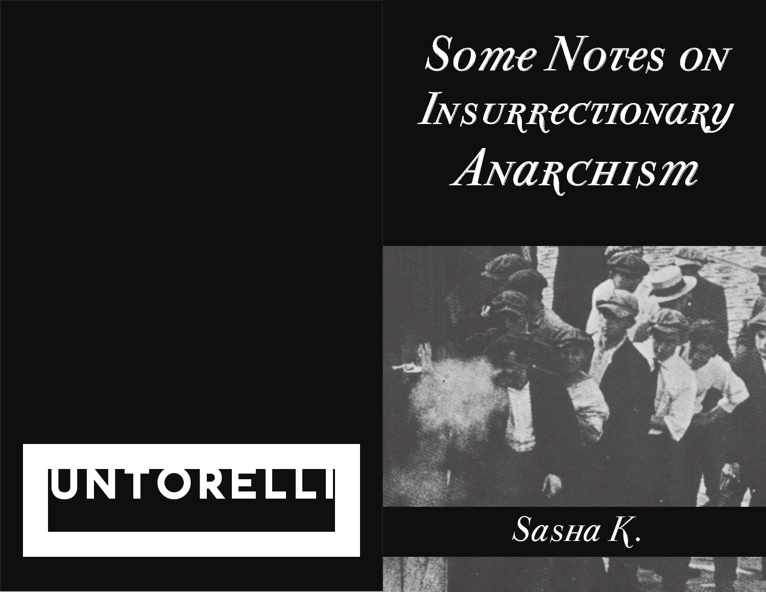UNTORELLI

# Some Notes on Insurrectionary Anarchism

Sasha K.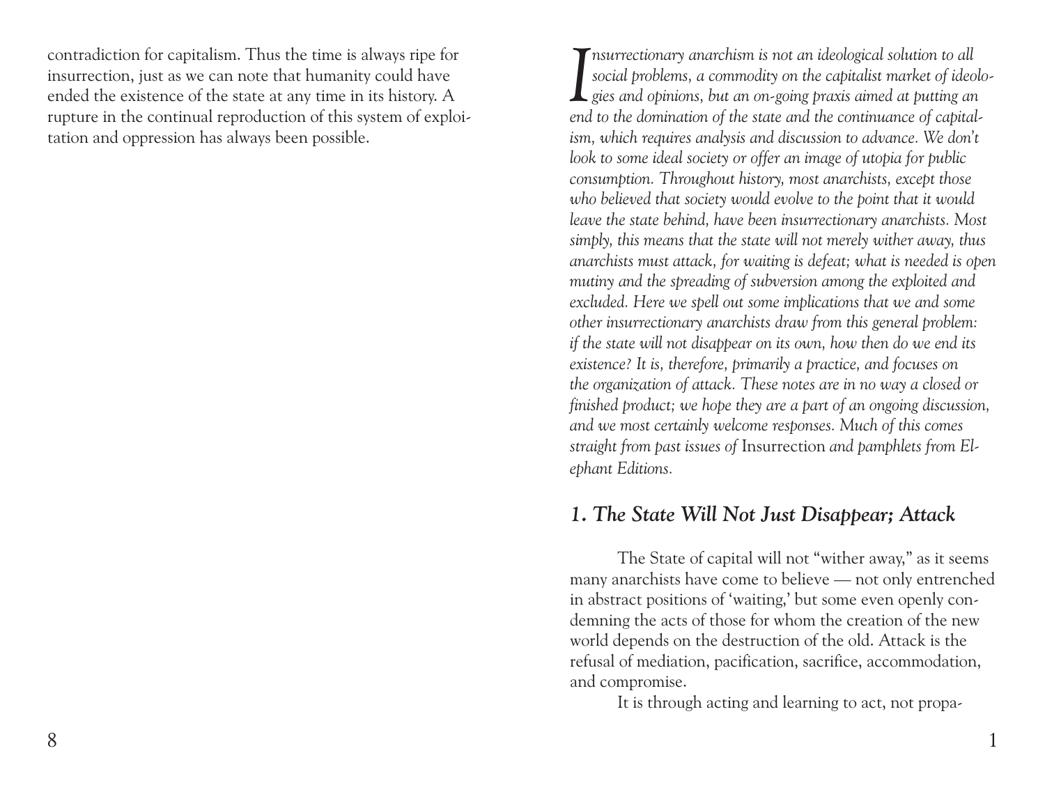contradiction for capitalism. Thus the time is always ripe for insurrection, just as we can note that humanity could have ended the existence of the state at any time in its history. A rupture in the continual reproduction of this system of exploitation and oppression has always been possible.

*Insurrectionary anarchism is not an ideological solution to all social problems, a commodity on the capitalist market of ideologies and opinions, but an on-going praxis aimed at putting an end to the domination of the state and the continuance of capitalism, which requires analysis and discussion to advance. We don't look to some ideal society or offer an image of utopia for public consumption. Throughout history, most anarchists, except those who believed that society would evolve to the point that it would leave the state behind, have been insurrectionary anarchists. Most simply, this means that the state will not merely wither away, thus anarchists must attack, for waiting is defeat; what is needed is open mutiny and the spreading of subversion among the exploited and excluded. Here we spell out some implications that we and some other insurrectionary anarchists draw from this general problem: if the state will not disappear on its own, how then do we end its existence? It is, therefore, primarily a practice, and focuses on the organization of attack. These notes are in no way a closed or finished product; we hope they are a part of an ongoing discussion, and we most certainly welcome responses. Much of this comes straight from past issues of* Insurrection *and pamphlets from Elephant Editions.*

## *1. The State Will Not Just Disappear; Attack*

The State of capital will not "wither away," as it seems many anarchists have come to believe — not only entrenched in abstract positions of 'waiting,' but some even openly condemning the acts of those for whom the creation of the new world depends on the destruction of the old. Attack is the refusal of mediation, pacification, sacrifice, accommodation, and compromise.

It is through acting and learning to act, not propa-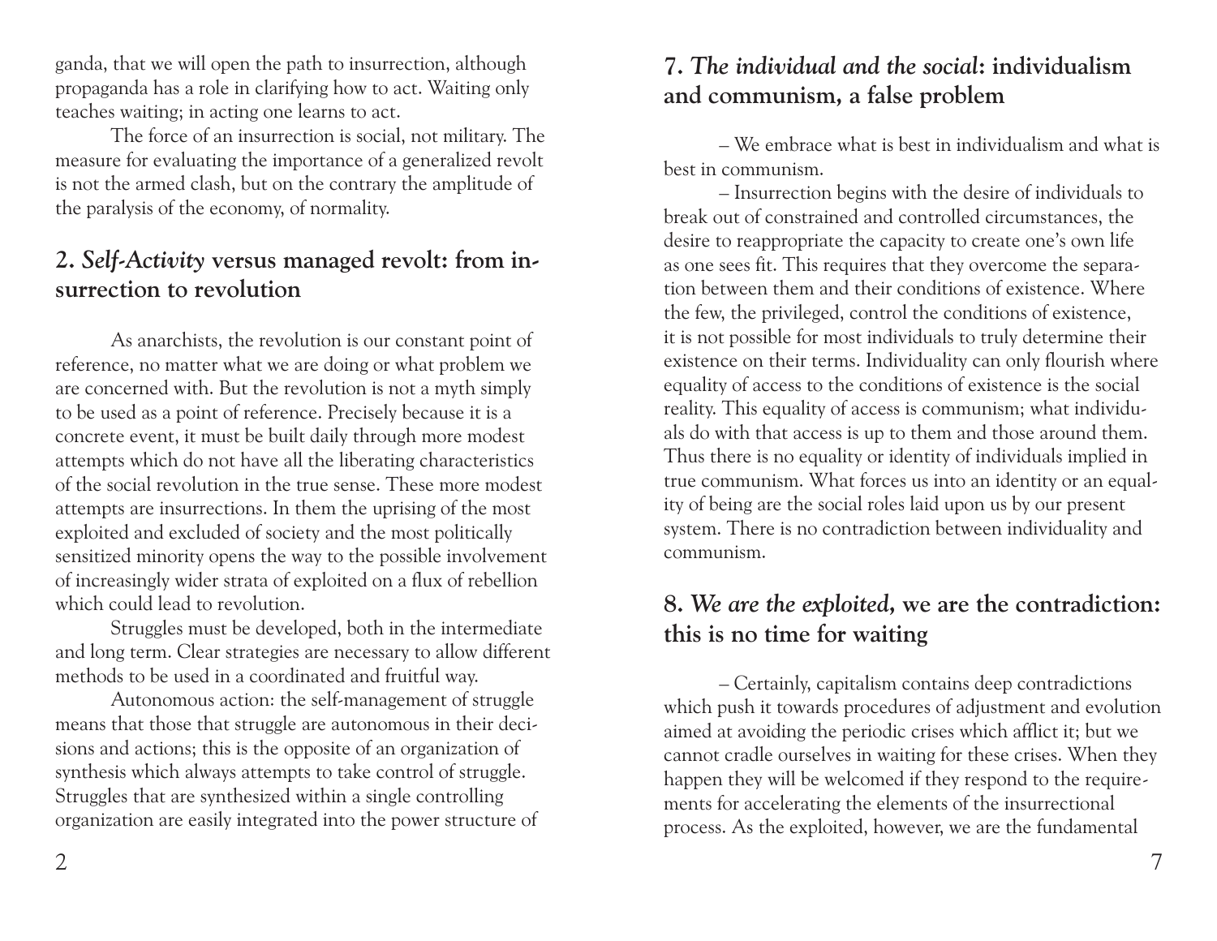ganda, that we will open the path to insurrection, although propaganda has a role in clarifying how to act. Waiting only teaches waiting; in acting one learns to act.

The force of an insurrection is social, not military. The measure for evaluating the importance of a generalized revolt is not the armed clash, but on the contrary the amplitude of the paralysis of the economy, of normality.

## 2. *Self-Activity* versus managed revolt: from insurrection to revolution

As anarchists, the revolution is our constant point of reference, no matter what we are doing or what problem we are concerned with. But the revolution is not a myth simply to be used as a point of reference. Precisely because it is a concrete event, it must be built daily through more modest attempts which do not have all the liberating characteristics of the social revolution in the true sense. These more modest attempts are insurrections. In them the uprising of the most exploited and excluded of society and the most politically sensitized minority opens the way to the possible involvement of increasingly wider strata of exploited on a flux of rebellion which could lead to revolution.

Struggles must be developed, both in the intermediate and long term. Clear strategies are necessary to allow different methods to be used in a coordinated and fruitful way.

Autonomous action: the self-management of struggle means that those that struggle are autonomous in their decisions and actions; this is the opposite of an organization of synthesis which always attempts to take control of struggle. Struggles that are synthesized within a single controlling organization are easily integrated into the power structure of

## 7. *The individual and the social*: individualism and communism, a false problem

– We embrace what is best in individualism and what is best in communism.

– Insurrection begins with the desire of individuals to break out of constrained and controlled circumstances, the desire to reappropriate the capacity to create one's own life as one sees fit. This requires that they overcome the separation between them and their conditions of existence. Where the few, the privileged, control the conditions of existence, it is not possible for most individuals to truly determine their existence on their terms. Individuality can only flourish where equality of access to the conditions of existence is the social reality. This equality of access is communism; what individuals do with that access is up to them and those around them. Thus there is no equality or identity of individuals implied in true communism. What forces us into an identity or an equality of being are the social roles laid upon us by our present system. There is no contradiction between individuality and communism.

## 8. *We are the exploited,* we are the contradiction: this is no time for waiting

– Certainly, capitalism contains deep contradictions which push it towards procedures of adjustment and evolution aimed at avoiding the periodic crises which afflict it; but we cannot cradle ourselves in waiting for these crises. When they happen they will be welcomed if they respond to the requirements for accelerating the elements of the insurrectional process. As the exploited, however, we are the fundamental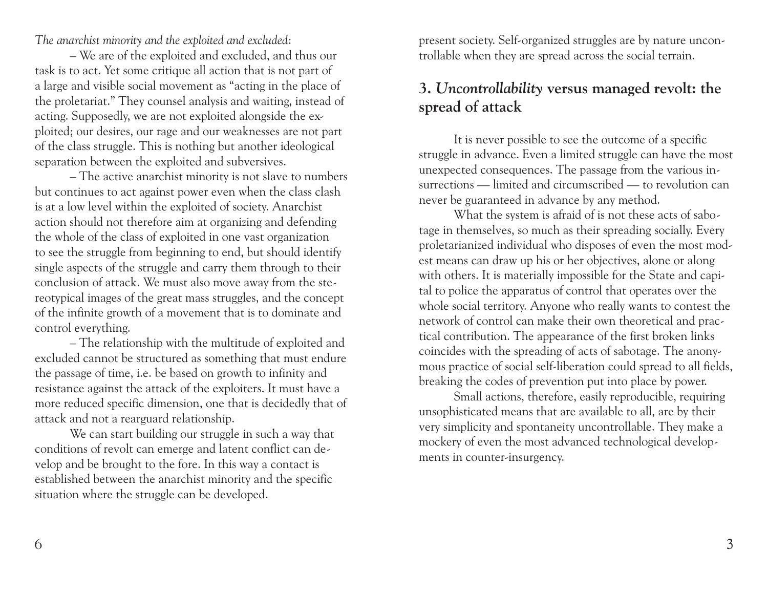*The anarchist minority and the exploited and excluded*:

– We are of the exploited and excluded, and thus our task is to act. Yet some critique all action that is not part of a large and visible social movement as "acting in the place of the proletariat." They counsel analysis and waiting, instead of acting. Supposedly, we are not exploited alongside the exploited; our desires, our rage and our weaknesses are not part of the class struggle. This is nothing but another ideological separation between the exploited and subversives.

– The active anarchist minority is not slave to numbers but continues to act against power even when the class clash is at a low level within the exploited of society. Anarchist action should not therefore aim at organizing and defending the whole of the class of exploited in one vast organization to see the struggle from beginning to end, but should identify single aspects of the struggle and carry them through to their conclusion of attack. We must also move away from the stereotypical images of the great mass struggles, and the concept of the infinite growth of a movement that is to dominate and control everything.

– The relationship with the multitude of exploited and excluded cannot be structured as something that must endure the passage of time, i.e. be based on growth to infinity and resistance against the attack of the exploiters. It must have a more reduced specific dimension, one that is decidedly that of attack and not a rearguard relationship.

We can start building our struggle in such a way that conditions of revolt can emerge and latent conflict can develop and be brought to the fore. In this way a contact is established between the anarchist minority and the specific situation where the struggle can be developed.

present society. Self-organized struggles are by nature uncontrollable when they are spread across the social terrain.

## 3. *Uncontrollability* versus managed revolt: the spread of attack

It is never possible to see the outcome of a specific struggle in advance. Even a limited struggle can have the most unexpected consequences. The passage from the various insurrections — limited and circumscribed — to revolution can never be guaranteed in advance by any method.

What the system is afraid of is not these acts of sabotage in themselves, so much as their spreading socially. Every proletarianized individual who disposes of even the most modest means can draw up his or her objectives, alone or along with others. It is materially impossible for the State and capital to police the apparatus of control that operates over the whole social territory. Anyone who really wants to contest the network of control can make their own theoretical and practical contribution. The appearance of the first broken links coincides with the spreading of acts of sabotage. The anonymous practice of social self-liberation could spread to all fields, breaking the codes of prevention put into place by power.

Small actions, therefore, easily reproducible, requiring unsophisticated means that are available to all, are by their very simplicity and spontaneity uncontrollable. They make a mockery of even the most advanced technological developments in counter-insurgency.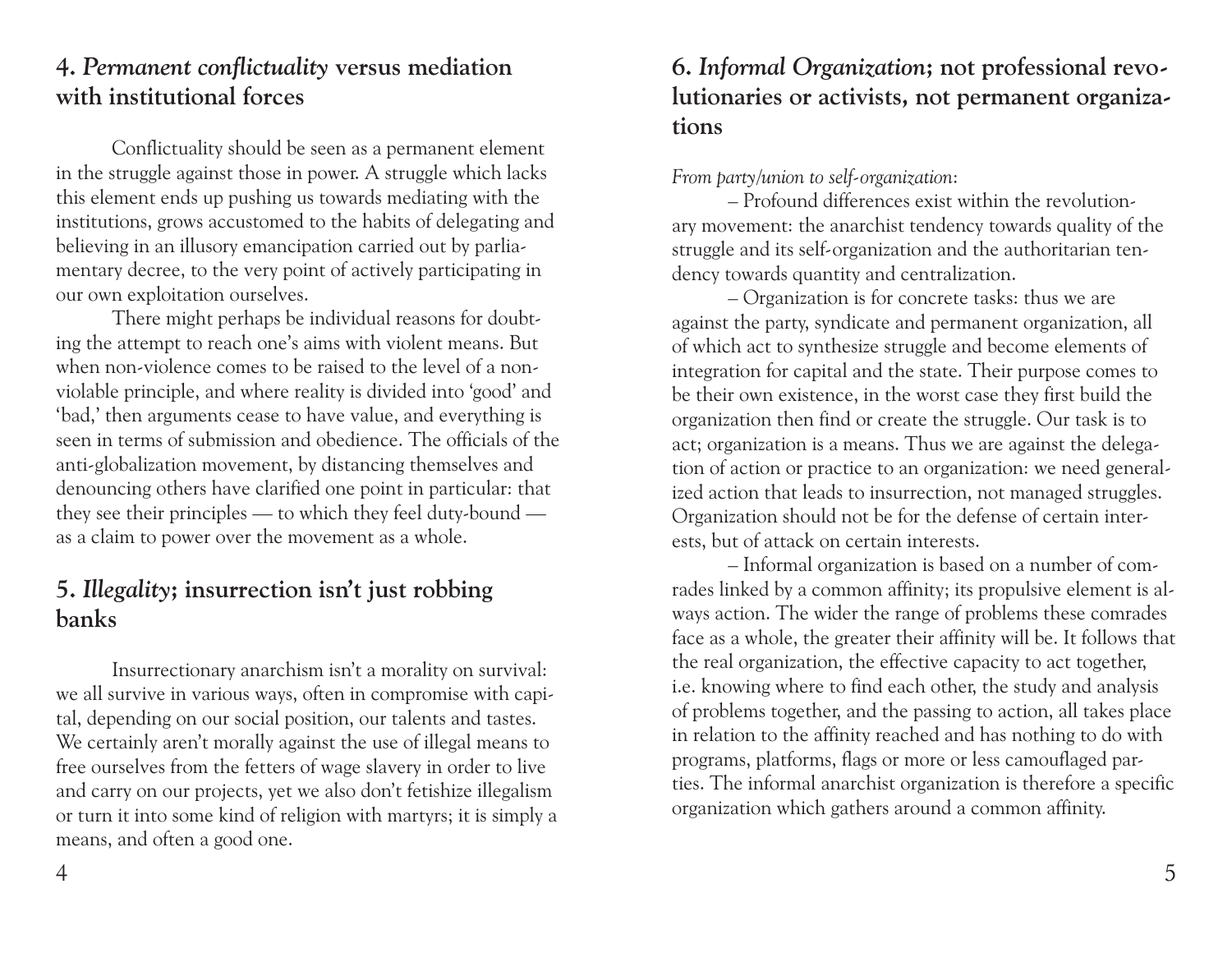## 4. *Permanent conflictuality* versus mediation with institutional forces

Conflictuality should be seen as a permanent element in the struggle against those in power. A struggle which lacks this element ends up pushing us towards mediating with the institutions, grows accustomed to the habits of delegating and believing in an illusory emancipation carried out by parliamentary decree, to the very point of actively participating in our own exploitation ourselves.

There might perhaps be individual reasons for doubting the attempt to reach one's aims with violent means. But when non-violence comes to be raised to the level of a non-violable principle, and where reality is divided into 'good' and 'bad,' then arguments cease to have value, and everything is seen in terms of submission and obedience. The officials of the anti-globalization movement, by distancing themselves and denouncing others have clarified one point in particular: that they see their principles — to which they feel duty-bound — as a claim to power over the movement as a whole.

## 5. *Illegality*; insurrection isn't just robbing banks

Insurrectionary anarchism isn't a morality on survival: we all survive in various ways, often in compromise with capital, depending on our social position, our talents and tastes. We certainly aren't morally against the use of illegal means to free ourselves from the fetters of wage slavery in order to live and carry on our projects, yet we also don't fetishize illegalism or turn it into some kind of religion with martyrs; it is simply a means, and often a good one.

## 6. *Informal Organization*; not professional revolutionaries or activists, not permanent organizations

*From party/union to self-organization:*

– Profound differences exist within the revolutionary movement: the anarchist tendency towards quality of the struggle and its self-organization and the authoritarian tendency towards quantity and centralization.

– Organization is for concrete tasks: thus we are against the party, syndicate and permanent organization, all of which act to synthesize struggle and become elements of integration for capital and the state. Their purpose comes to be their own existence, in the worst case they first build the organization then find or create the struggle. Our task is to act; organization is a means. Thus we are against the delegation of action or practice to an organization: we need generalized action that leads to insurrection, not managed struggles. Organization should not be for the defense of certain interests, but of attack on certain interests.

– Informal organization is based on a number of comrades linked by a common affinity; its propulsive element is always action. The wider the range of problems these comrades face as a whole, the greater their affinity will be. It follows that the real organization, the effective capacity to act together, i.e. knowing where to find each other, the study and analysis of problems together, and the passing to action, all takes place in relation to the affinity reached and has nothing to do with programs, platforms, flags or more or less camouflaged parties. The informal anarchist organization is therefore a specific organization which gathers around a common affinity.